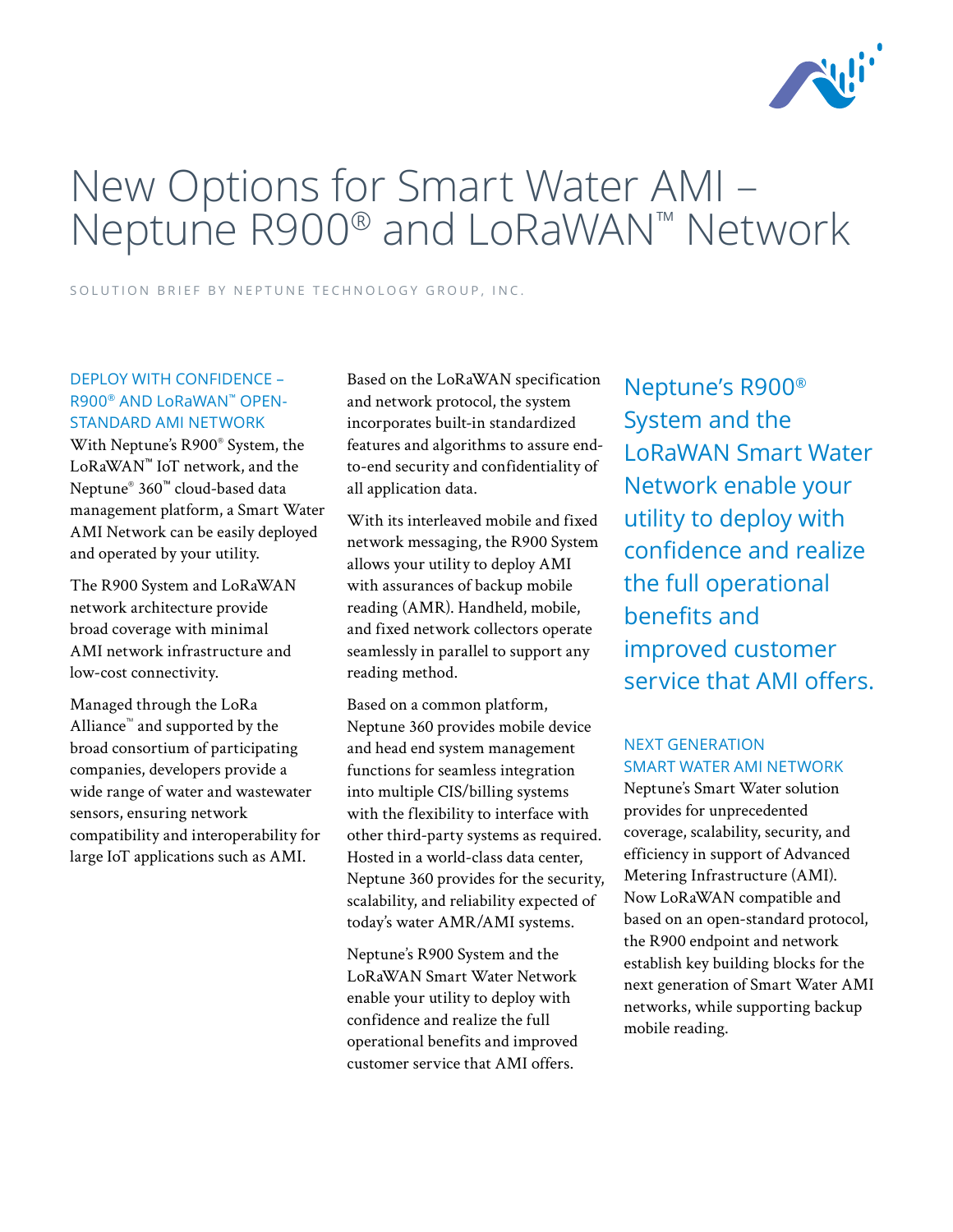# New Options for Smart Water AMI – Neptune R900® and LoRaWAN™ Network

SOLUTION BRIEF BY NEPTUNE TECHNOLOGY GROUP, INC.

## DEPLOY WITH CONFIDENCE – R900® AND LoRaWAN™ OPEN-STANDARD AMI NETWORK

With Neptune's R900® System, the LoRaWAN™ IoT network, and the Neptune® 360™ cloud-based data management platform, a Smart Water AMI Network can be easily deployed and operated by your utility.

The R900 System and LoRaWAN network architecture provide broad coverage with minimal AMI network infrastructure and low-cost connectivity.

Managed through the LoRa Alliance™ and supported by the broad consortium of participating companies, developers provide a wide range of water and wastewater sensors, ensuring network compatibility and interoperability for large IoT applications such as AMI.

Based on the LoRaWAN specification and network protocol, the system incorporates built-in standardized features and algorithms to assure end-to-end security and confidentiality of all application data.

With its interleaved mobile and fixed network messaging, the R900 System allows your utility to deploy AMI with assurances of backup mobile reading (AMR). Handheld, mobile, and fixed network collectors operate seamlessly in parallel to support any reading method.

Based on a common platform, Neptune 360 provides mobile device and head end system management functions for seamless integration into multiple CIS/billing systems with the flexibility to interface with other third-party systems as required. Hosted in a world-class data center, Neptune 360 provides for the security, scalability, and reliability expected of today's water AMR/AMI systems.

Neptune's R900 System and the LoRaWAN Smart Water Network enable your utility to deploy with confidence and realize the full operational benefits and improved customer service that AMI offers.

> Neptune's R900® System and the LoRaWAN Smart Water Network enable your utility to deploy with confidence and realize the full operational benefits and improved customer service that AMI offers.

## NEXT GENERATION SMART WATER AMI NETWORK

Neptune's Smart Water solution provides for unprecedented coverage, scalability, security, and efficiency in support of Advanced Metering Infrastructure (AMI). Now LoRaWAN compatible and based on an open-standard protocol, the R900 endpoint and network establish key building blocks for the next generation of Smart Water AMI networks, while supporting backup mobile reading.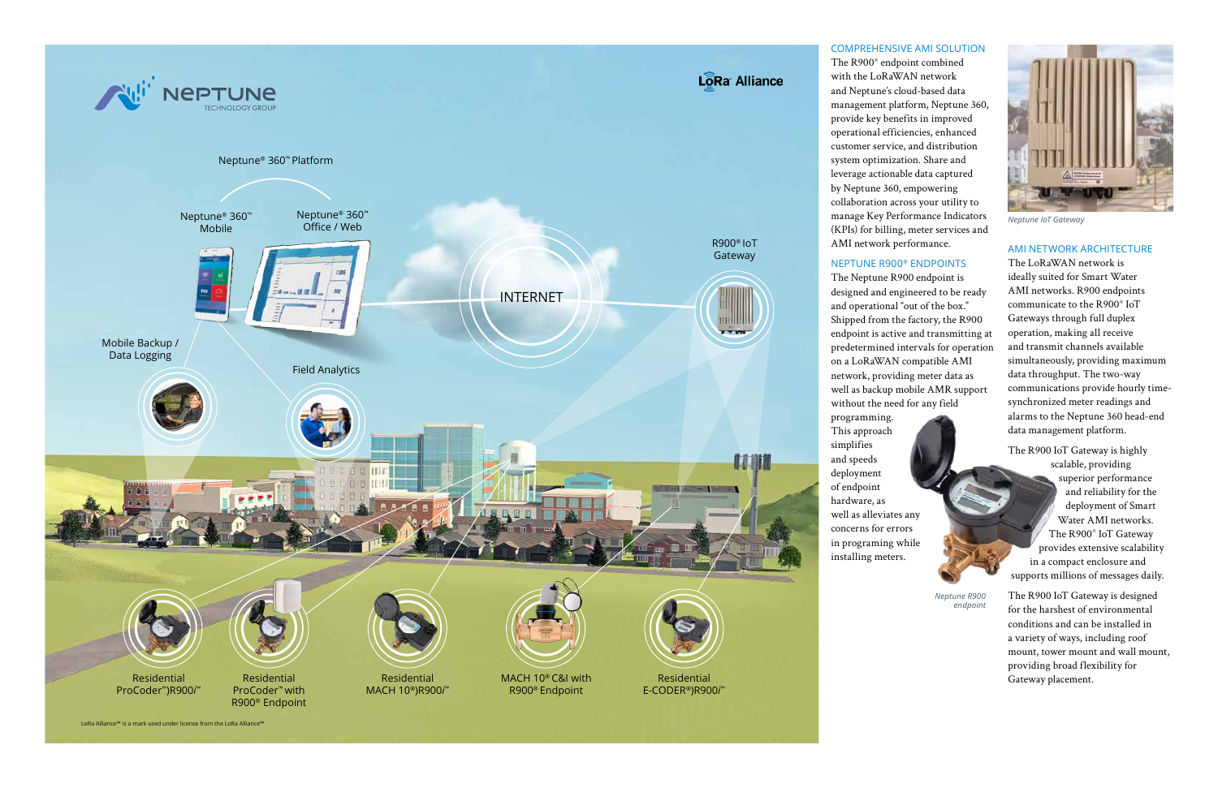## COMPREHENSIVE AMI SOLUTION

The R900® endpoint combined with the LoRaWAN network and Neptune's cloud-based data management platform, Neptune 360, provide key benefits in improved operational efficiencies, enhanced customer service, and distribution system optimization. Share and leverage actionable data captured by Neptune 360, empowering collaboration across your utility to manage Key Performance Indicators (KPIs) for billing, meter services and AMI network performance.

## NEPTUNE R900® ENDPOINTS

The Neptune R900 endpoint is designed and engineered to be ready and operational "out of the box." Shipped from the factory, the R900 endpoint is active and transmitting at predetermined intervals for operation on a LoRaWAN compatible AMI network, providing meter data as well as backup mobile AMR support without the need for any field programming. This approach simplifies and speeds deployment of endpoint hardware, as well as alleviates any concerns for errors in programing while installing meters.

*Neptune R900 endpoint*

*Neptune IoT Gateway*

## AMI NETWORK ARCHITECTURE

The LoRaWAN network is ideally suited for Smart Water AMI networks. R900 endpoints communicate to the R900® IoT Gateways through full duplex operation, making all receive and transmit channels available simultaneously, providing maximum data throughput. The two-way communications provide hourly time-synchronized meter readings and alarms to the Neptune 360 head-end data management platform.

The R900 IoT Gateway is highly scalable, providing superior performance and reliability for the deployment of Smart Water AMI networks. The R900® IoT Gateway provides extensive scalability in a compact enclosure and supports millions of messages daily.

The R900 IoT Gateway is designed for the harshest of environmental conditions and can be installed in a variety of ways, including roof mount, tower mount and wall mount, providing broad flexibility for Gateway placement.

LoRa Alliance™ is a mark used under license from the LoRa Alliance™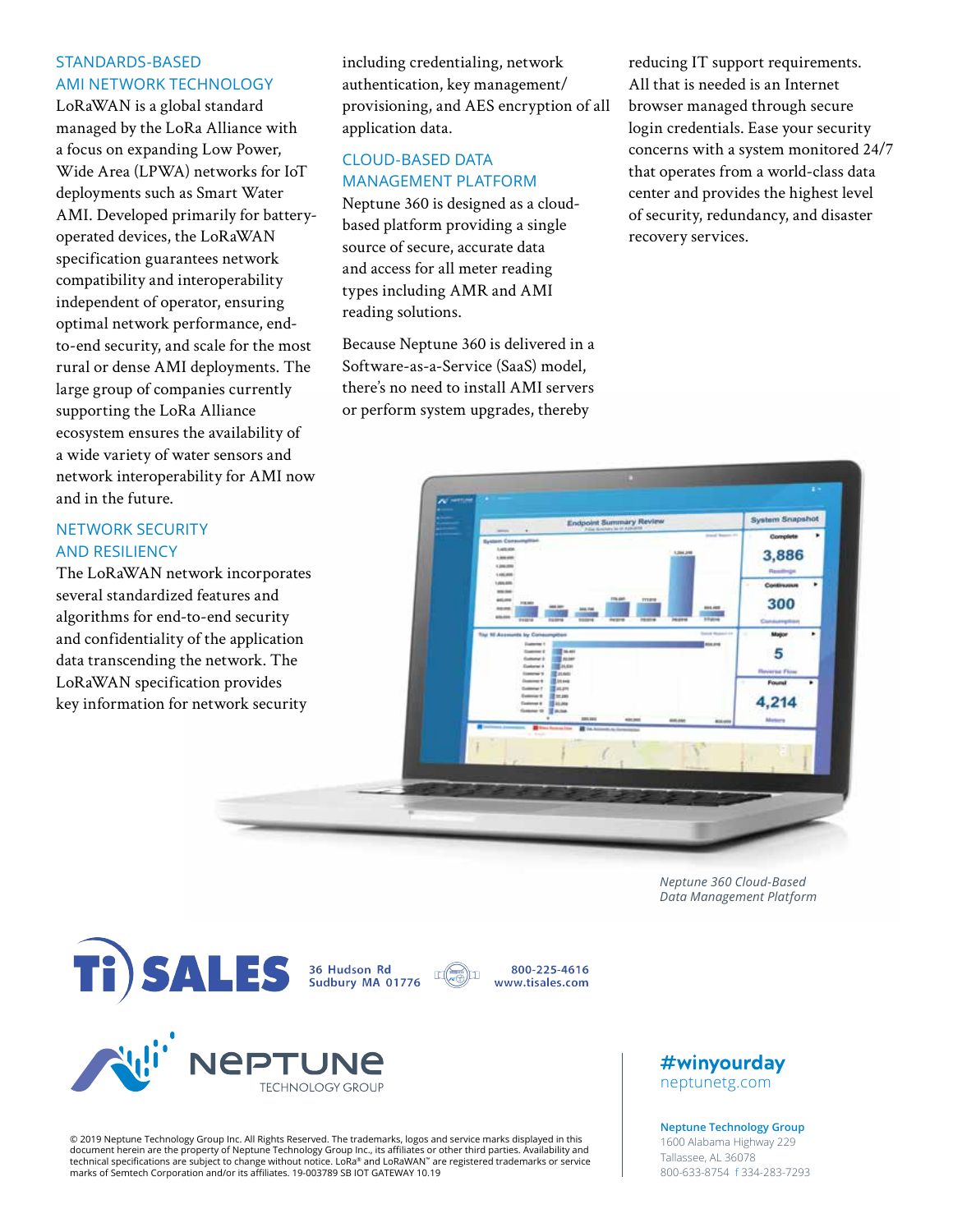## STANDARDS-BASED AMI NETWORK TECHNOLOGY

LoRaWAN is a global standard managed by the LoRa Alliance with a focus on expanding Low Power, Wide Area (LPWA) networks for IoT deployments such as Smart Water AMI. Developed primarily for battery-operated devices, the LoRaWAN specification guarantees network compatibility and interoperability independent of operator, ensuring optimal network performance, end-to-end security, and scale for the most rural or dense AMI deployments. The large group of companies currently supporting the LoRa Alliance ecosystem ensures the availability of a wide variety of water sensors and network interoperability for AMI now and in the future.

## NETWORK SECURITY AND RESILIENCY

The LoRaWAN network incorporates several standardized features and algorithms for end-to-end security and confidentiality of the application data transcending the network. The LoRaWAN specification provides key information for network security including credentialing, network authentication, key management/provisioning, and AES encryption of all application data.

## CLOUD-BASED DATA MANAGEMENT PLATFORM

Neptune 360 is designed as a cloud-based platform providing a single source of secure, accurate data and access for all meter reading types including AMR and AMI reading solutions.

Because Neptune 360 is delivered in a Software-as-a-Service (SaaS) model, there's no need to install AMI servers or perform system upgrades, thereby reducing IT support requirements. All that is needed is an Internet browser managed through secure login credentials. Ease your security concerns with a system monitored 24/7 that operates from a world-class data center and provides the highest level of security, redundancy, and disaster recovery services.

*Neptune 360 Cloud-Based Data Management Platform*

**Ti) SALES**
36 Hudson Rd
Sudbury MA 01776
800-225-4616
www.tisales.com

NEPTUNE TECHNOLOGY GROUP

**#winyourday**
neptunetg.com

**Neptune Technology Group**
1600 Alabama Highway 229
Tallassee, AL 36078
800-633-8754 f 334-283-7293

© 2019 Neptune Technology Group Inc. All Rights Reserved. The trademarks, logos and service marks displayed in this document herein are the property of Neptune Technology Group Inc., its affiliates or other third parties. Availability and technical specifications are subject to change without notice. LoRa® and LoRaWAN™ are registered trademarks or service marks of Semtech Corporation and/or its affiliates. 19-003789 SB IOT GATEWAY 10.19